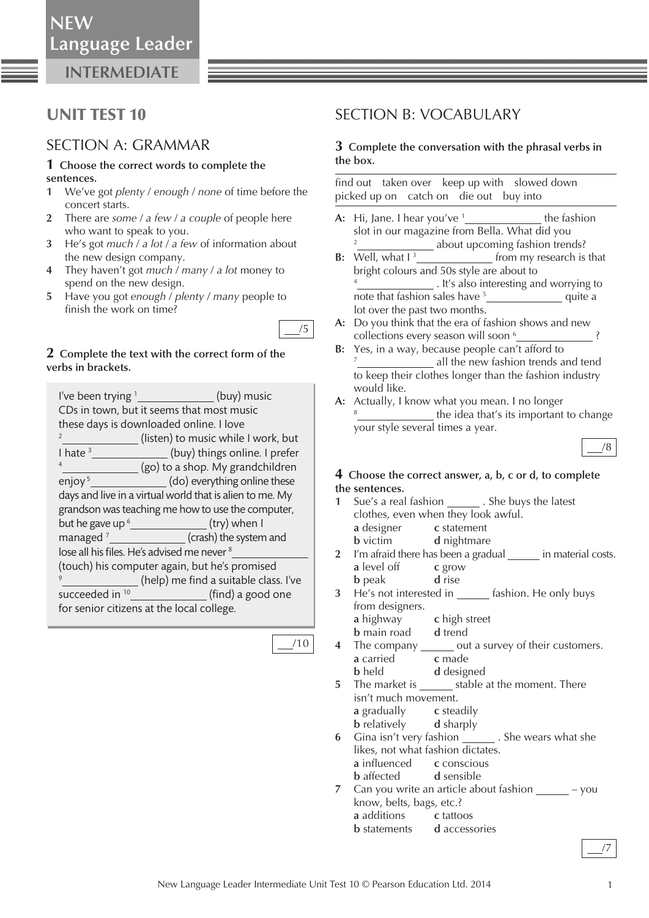**NEW Language Leader**

**INTERMEDIATE**

# UNIT TEST 10

## SECTION A: GRAMMAR

**1 Choose the correct words to complete the sentences.**

1. We've got *plenty* / *enough* / *none* of time before the concert starts.
2. There are *some* / *a few* / *a couple* of people here who want to speak to you.
3. He's got *much* / *a lot* / *a few* of information about the new design company.
4. They haven't got *much* / *many* / *a lot* money to spend on the new design.
5. Have you got *enough* / *plenty* / *many* people to finish the work on time?

___/5

**2 Complete the text with the correct form of the verbs in brackets.**

I've been trying [1] ____________ (buy) music CDs in town, but it seems that most music these days is downloaded online. I love [2] ____________ (listen) to music while I work, but I hate [3] ____________ (buy) things online. I prefer [4] ____________ (go) to a shop. My grandchildren enjoy [5] ____________ (do) everything online these days and live in a virtual world that is alien to me. My grandson was teaching me how to use the computer, but he gave up [6] ____________ (try) when I managed [7] ____________ (crash) the system and lose all his files. He's advised me never [8] ____________ (touch) his computer again, but he's promised [9] ____________ (help) me find a suitable class. I've succeeded in [10] ____________ (find) a good one for senior citizens at the local college.

___/10

## SECTION B: VOCABULARY

**3 Complete the conversation with the phrasal verbs in the box.**

find out   taken over   keep up with   slowed down
picked up on   catch on   die out   buy into

**A:** Hi, Jane. I hear you've [1] ____________ the fashion slot in our magazine from Bella. What did you [2] ____________ about upcoming fashion trends?

**B:** Well, what I [3] ____________ from my research is that bright colours and 50s style are about to [4] ____________ . It's also interesting and worrying to note that fashion sales have [5] ____________ quite a lot over the past two months.

**A:** Do you think that the era of fashion shows and new collections every season will soon [6] ____________ ?

**B:** Yes, in a way, because people can't afford to [7] ____________ all the new fashion trends and tend to keep their clothes longer than the fashion industry would like.

**A:** Actually, I know what you mean. I no longer [8] ____________ the idea that's its important to change your style several times a year.

___/8

**4 Choose the correct answer, a, b, c or d, to complete the sentences.**

1. Sue's a real fashion ______ . She buys the latest clothes, even when they look awful.
   **a** designer **b** victim **c** statement **d** nightmare
2. I'm afraid there has been a gradual ______ in material costs.
   **a** level off **b** peak **c** grow **d** rise
3. He's not interested in ______ fashion. He only buys from designers.
   **a** highway **b** main road **c** high street **d** trend
4. The company ______ out a survey of their customers.
   **a** carried **b** held **c** made **d** designed
5. The market is ______ stable at the moment. There isn't much movement.
   **a** gradually **b** relatively **c** steadily **d** sharply
6. Gina isn't very fashion ______ . She wears what she likes, not what fashion dictates.
   **a** influenced **b** affected **c** conscious **d** sensible
7. Can you write an article about fashion ______ – you know, belts, bags, etc.?
   **a** additions **b** statements **c** tattoos **d** accessories

___/7

New Language Leader Intermediate Unit Test 10 © Pearson Education Ltd. 2014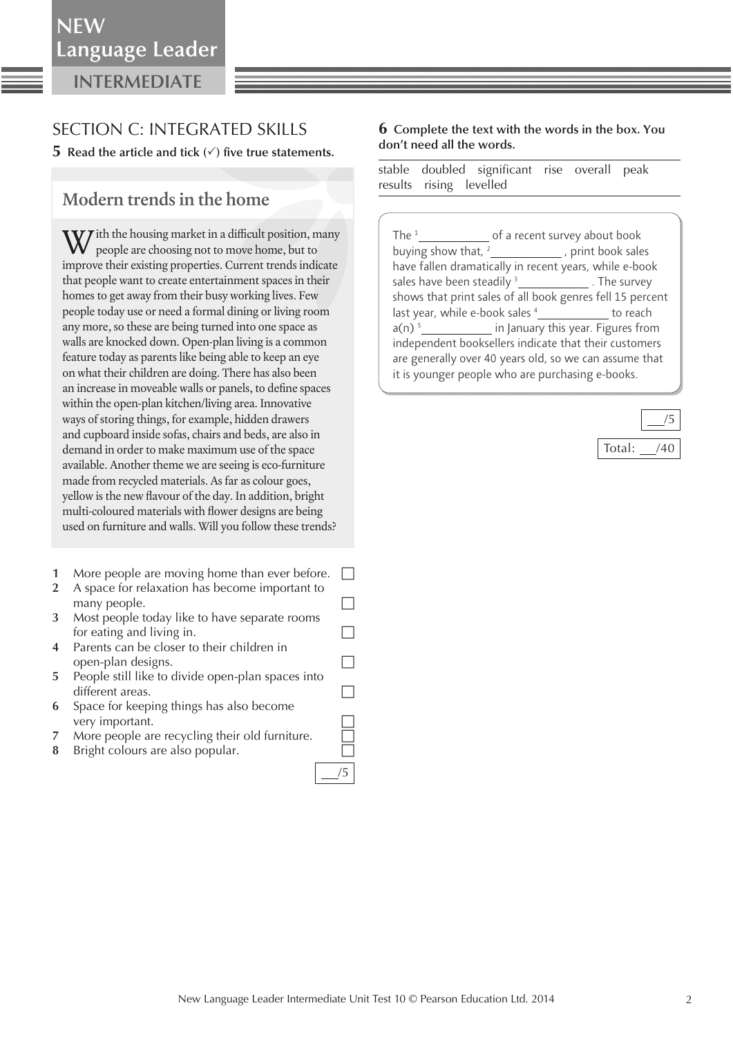## SECTION C: INTEGRATED SKILLS

**5** **Read the article and tick (✓) five true statements.**

### Modern trends in the home

With the housing market in a difficult position, many people are choosing not to move home, but to improve their existing properties. Current trends indicate that people want to create entertainment spaces in their homes to get away from their busy working lives. Few people today use or need a formal dining or living room any more, so these are being turned into one space as walls are knocked down. Open-plan living is a common feature today as parents like being able to keep an eye on what their children are doing. There has also been an increase in moveable walls or panels, to define spaces within the open-plan kitchen/living area. Innovative ways of storing things, for example, hidden drawers and cupboard inside sofas, chairs and beds, are also in demand in order to make maximum use of the space available. Another theme we are seeing is eco-furniture made from recycled materials. As far as colour goes, yellow is the new flavour of the day. In addition, bright multi-coloured materials with flower designs are being used on furniture and walls. Will you follow these trends?

1. More people are moving home than ever before. ☐
2. A space for relaxation has become important to many people. ☐
3. Most people today like to have separate rooms for eating and living in. ☐
4. Parents can be closer to their children in open-plan designs. ☐
5. People still like to divide open-plan spaces into different areas. ☐
6. Space for keeping things has also become very important. ☐
7. More people are recycling their old furniture. ☐
8. Bright colours are also popular. ☐

___/5

**6** **Complete the text with the words in the box. You don't need all the words.**

stable doubled significant rise overall peak results rising levelled

The [1]__________ of a recent survey about book buying show that, [2]__________ , print book sales have fallen dramatically in recent years, while e-book sales have been steadily [3]__________ . The survey shows that print sales of all book genres fell 15 percent last year, while e-book sales [4]__________ to reach a(n) [5]__________ in January this year. Figures from independent booksellers indicate that their customers are generally over 40 years old, so we can assume that it is younger people who are purchasing e-books.

___/5

Total: ___/40